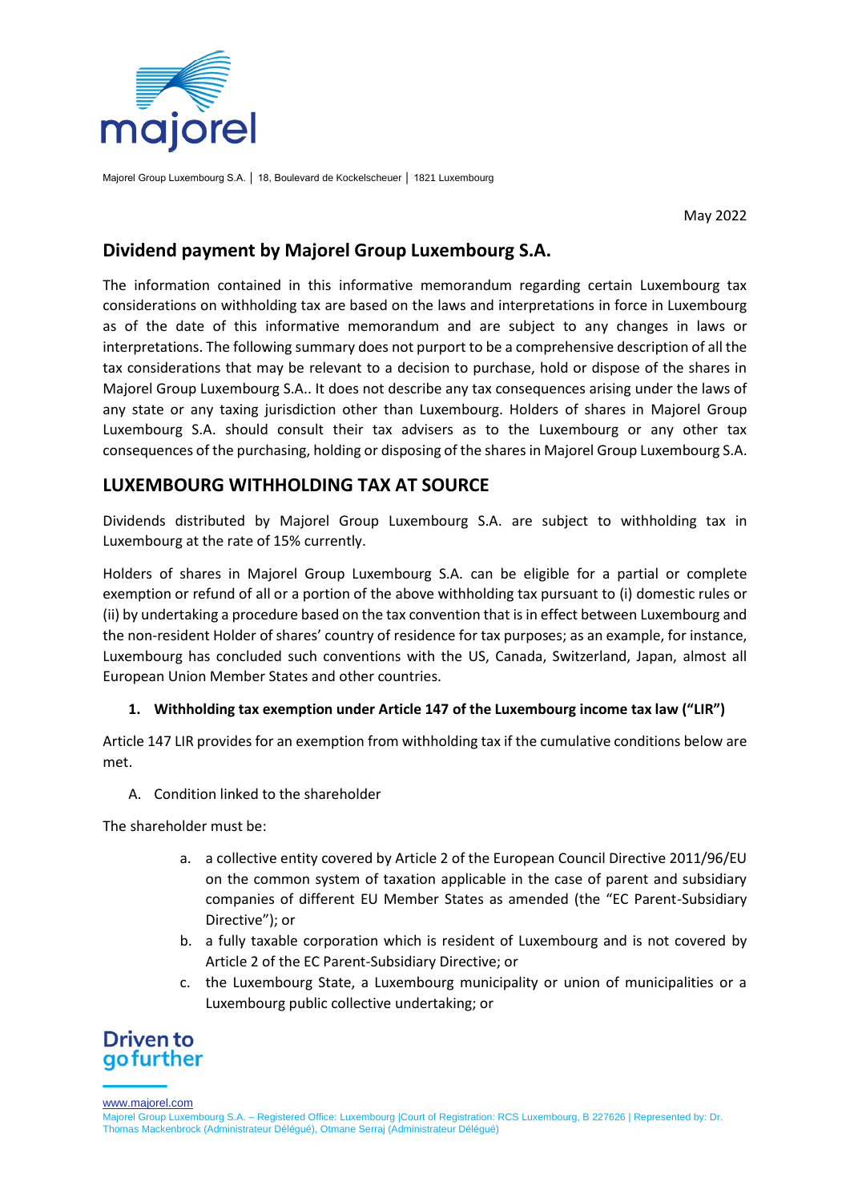Majorel Group Luxembourg S.A. │ 18, Boulevard de Kockelscheuer │ 1821 Luxembourg

May 2022

## Dividend payment by Majorel Group Luxembourg S.A.

The information contained in this informative memorandum regarding certain Luxembourg tax considerations on withholding tax are based on the laws and interpretations in force in Luxembourg as of the date of this informative memorandum and are subject to any changes in laws or interpretations. The following summary does not purport to be a comprehensive description of all the tax considerations that may be relevant to a decision to purchase, hold or dispose of the shares in Majorel Group Luxembourg S.A.. It does not describe any tax consequences arising under the laws of any state or any taxing jurisdiction other than Luxembourg. Holders of shares in Majorel Group Luxembourg S.A. should consult their tax advisers as to the Luxembourg or any other tax consequences of the purchasing, holding or disposing of the shares in Majorel Group Luxembourg S.A.

## LUXEMBOURG WITHHOLDING TAX AT SOURCE

Dividends distributed by Majorel Group Luxembourg S.A. are subject to withholding tax in Luxembourg at the rate of 15% currently.

Holders of shares in Majorel Group Luxembourg S.A. can be eligible for a partial or complete exemption or refund of all or a portion of the above withholding tax pursuant to (i) domestic rules or (ii) by undertaking a procedure based on the tax convention that is in effect between Luxembourg and the non-resident Holder of shares' country of residence for tax purposes; as an example, for instance, Luxembourg has concluded such conventions with the US, Canada, Switzerland, Japan, almost all European Union Member States and other countries.

### 1. Withholding tax exemption under Article 147 of the Luxembourg income tax law ("LIR")

Article 147 LIR provides for an exemption from withholding tax if the cumulative conditions below are met.

A. Condition linked to the shareholder

The shareholder must be:

a. a collective entity covered by Article 2 of the European Council Directive 2011/96/EU on the common system of taxation applicable in the case of parent and subsidiary companies of different EU Member States as amended (the "EC Parent-Subsidiary Directive"); or
b. a fully taxable corporation which is resident of Luxembourg and is not covered by Article 2 of the EC Parent-Subsidiary Directive; or
c. the Luxembourg State, a Luxembourg municipality or union of municipalities or a Luxembourg public collective undertaking; or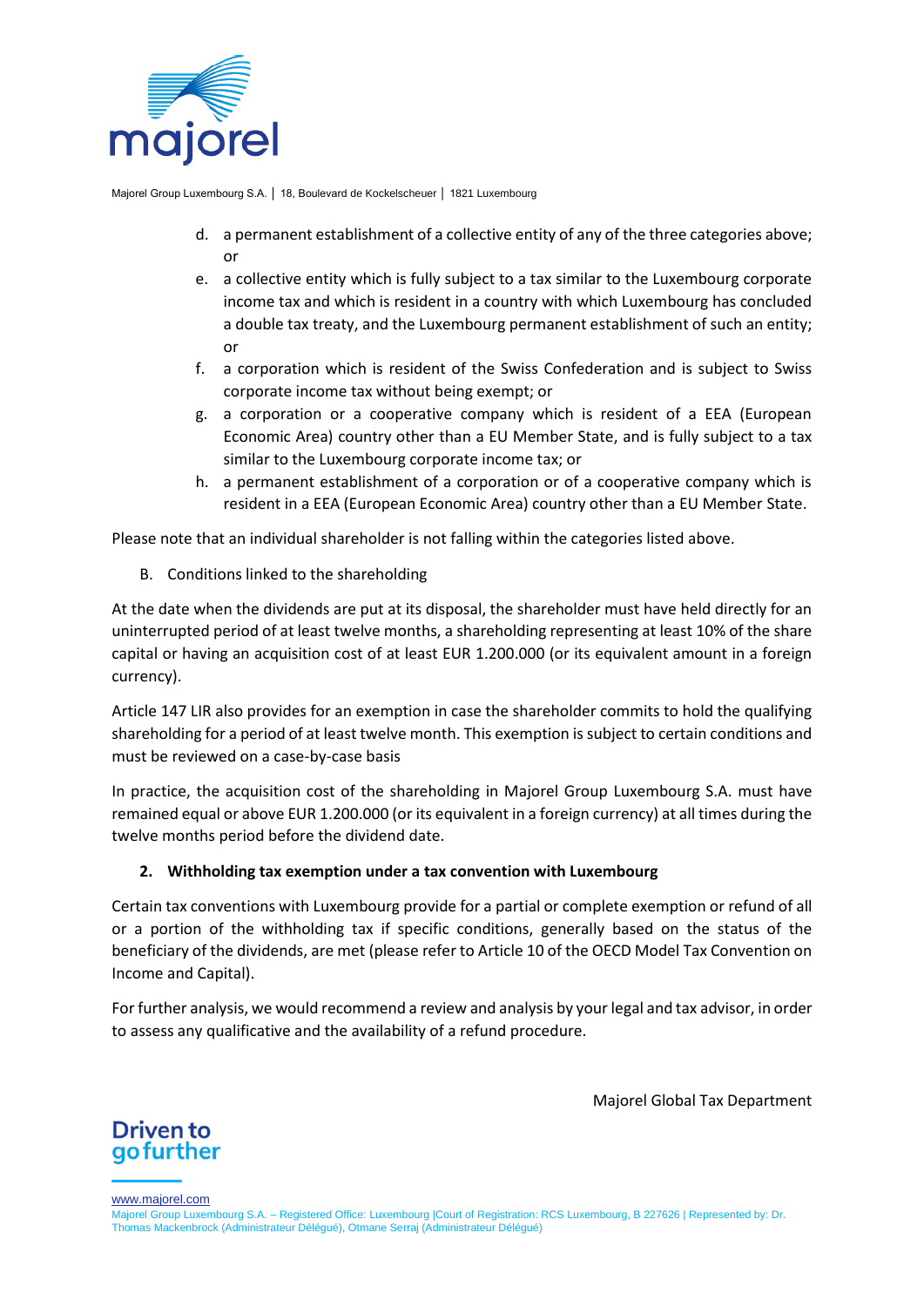d. a permanent establishment of a collective entity of any of the three categories above; or
e. a collective entity which is fully subject to a tax similar to the Luxembourg corporate income tax and which is resident in a country with which Luxembourg has concluded a double tax treaty, and the Luxembourg permanent establishment of such an entity; or
f. a corporation which is resident of the Swiss Confederation and is subject to Swiss corporate income tax without being exempt; or
g. a corporation or a cooperative company which is resident of a EEA (European Economic Area) country other than a EU Member State, and is fully subject to a tax similar to the Luxembourg corporate income tax; or
h. a permanent establishment of a corporation or of a cooperative company which is resident in a EEA (European Economic Area) country other than a EU Member State.

Please note that an individual shareholder is not falling within the categories listed above.

B. Conditions linked to the shareholding

At the date when the dividends are put at its disposal, the shareholder must have held directly for an uninterrupted period of at least twelve months, a shareholding representing at least 10% of the share capital or having an acquisition cost of at least EUR 1.200.000 (or its equivalent amount in a foreign currency).

Article 147 LIR also provides for an exemption in case the shareholder commits to hold the qualifying shareholding for a period of at least twelve month. This exemption is subject to certain conditions and must be reviewed on a case-by-case basis

In practice, the acquisition cost of the shareholding in Majorel Group Luxembourg S.A. must have remained equal or above EUR 1.200.000 (or its equivalent in a foreign currency) at all times during the twelve months period before the dividend date.

**2. Withholding tax exemption under a tax convention with Luxembourg**

Certain tax conventions with Luxembourg provide for a partial or complete exemption or refund of all or a portion of the withholding tax if specific conditions, generally based on the status of the beneficiary of the dividends, are met (please refer to Article 10 of the OECD Model Tax Convention on Income and Capital).

For further analysis, we would recommend a review and analysis by your legal and tax advisor, in order to assess any qualificative and the availability of a refund procedure.

Majorel Global Tax Department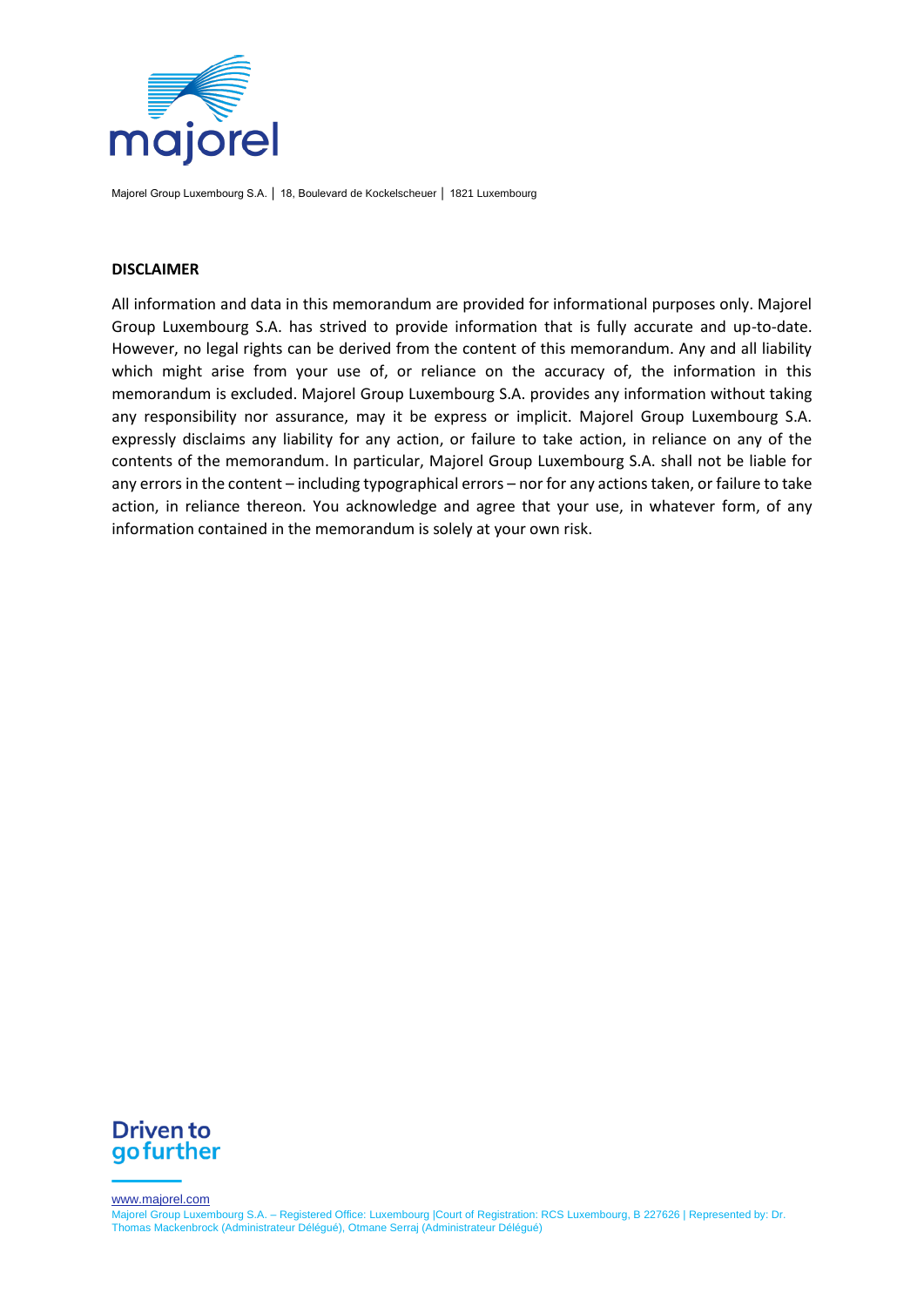Majorel Group Luxembourg S.A. │ 18, Boulevard de Kockelscheuer │ 1821 Luxembourg

**DISCLAIMER**

All information and data in this memorandum are provided for informational purposes only. Majorel Group Luxembourg S.A. has strived to provide information that is fully accurate and up-to-date. However, no legal rights can be derived from the content of this memorandum. Any and all liability which might arise from your use of, or reliance on the accuracy of, the information in this memorandum is excluded. Majorel Group Luxembourg S.A. provides any information without taking any responsibility nor assurance, may it be express or implicit. Majorel Group Luxembourg S.A. expressly disclaims any liability for any action, or failure to take action, in reliance on any of the contents of the memorandum. In particular, Majorel Group Luxembourg S.A. shall not be liable for any errors in the content – including typographical errors – nor for any actions taken, or failure to take action, in reliance thereon. You acknowledge and agree that your use, in whatever form, of any information contained in the memorandum is solely at your own risk.

Driven to go further

www.majorel.com

Majorel Group Luxembourg S.A. – Registered Office: Luxembourg |Court of Registration: RCS Luxembourg, B 227626 | Represented by: Dr. Thomas Mackenbrock (Administrateur Délégué), Otmane Serraj (Administrateur Délégué)